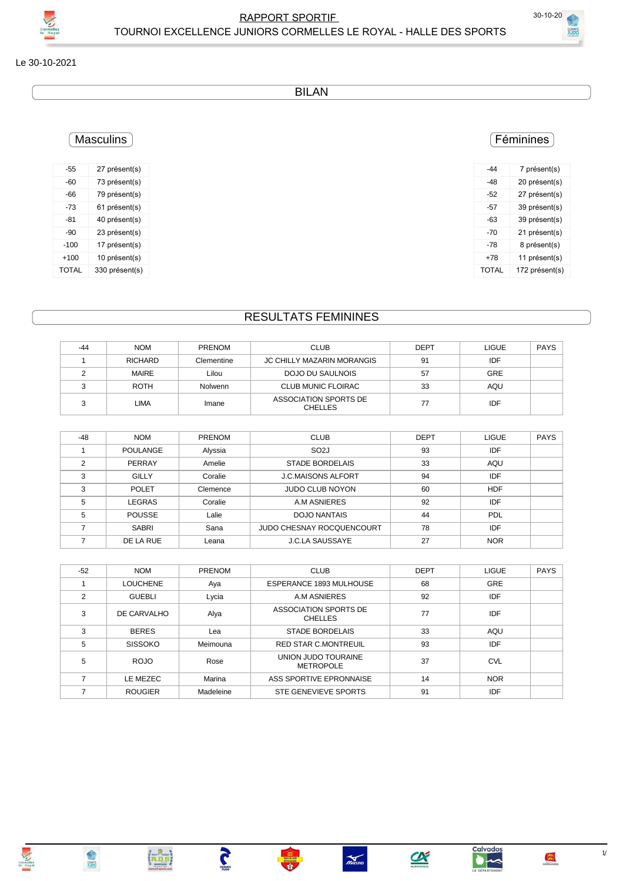# RAPPORT SPORTIF

## TOURNOI EXCELLENCE JUNIORS CORMELLES LE ROYAL - HALLE DES SPORTS

Le 30-10-2021

## BILAN

### Masculins

| | |
|---|---|
| -55 | 27 présent(s) |
| -60 | 73 présent(s) |
| -66 | 79 présent(s) |
| -73 | 61 présent(s) |
| -81 | 40 présent(s) |
| -90 | 23 présent(s) |
| -100 | 17 présent(s) |
| +100 | 10 présent(s) |
| TOTAL | 330 présent(s) |

### Féminines

| | |
|---|---|
| -44 | 7 présent(s) |
| -48 | 20 présent(s) |
| -52 | 27 présent(s) |
| -57 | 39 présent(s) |
| -63 | 39 présent(s) |
| -70 | 21 présent(s) |
| -78 | 8 présent(s) |
| +78 | 11 présent(s) |
| TOTAL | 172 présent(s) |

## RESULTATS FEMININES

| -44 | NOM | PRENOM | CLUB | DEPT | LIGUE | PAYS |
|---|---|---|---|---|---|---|
| 1 | RICHARD | Clementine | JC CHILLY MAZARIN MORANGIS | 91 | IDF | |
| 2 | MAIRE | Lilou | DOJO DU SAULNOIS | 57 | GRE | |
| 3 | ROTH | Nolwenn | CLUB MUNIC FLOIRAC | 33 | AQU | |
| 3 | LIMA | Imane | ASSOCIATION SPORTS DE CHELLES | 77 | IDF | |

| -48 | NOM | PRENOM | CLUB | DEPT | LIGUE | PAYS |
|---|---|---|---|---|---|---|
| 1 | POULANGE | Alyssia | SO2J | 93 | IDF | |
| 2 | PERRAY | Amelie | STADE BORDELAIS | 33 | AQU | |
| 3 | GILLY | Coralie | J.C.MAISONS ALFORT | 94 | IDF | |
| 3 | POLET | Clemence | JUDO CLUB NOYON | 60 | HDF | |
| 5 | LEGRAS | Coralie | A.M ASNIERES | 92 | IDF | |
| 5 | POUSSE | Lalie | DOJO NANTAIS | 44 | PDL | |
| 7 | SABRI | Sana | JUDO CHESNAY ROCQUENCOURT | 78 | IDF | |
| 7 | DE LA RUE | Leana | J.C.LA SAUSSAYE | 27 | NOR | |

| -52 | NOM | PRENOM | CLUB | DEPT | LIGUE | PAYS |
|---|---|---|---|---|---|---|
| 1 | LOUCHENE | Aya | ESPERANCE 1893 MULHOUSE | 68 | GRE | |
| 2 | GUEBLI | Lycia | A.M ASNIERES | 92 | IDF | |
| 3 | DE CARVALHO | Alya | ASSOCIATION SPORTS DE CHELLES | 77 | IDF | |
| 3 | BERES | Lea | STADE BORDELAIS | 33 | AQU | |
| 5 | SISSOKO | Meimouna | RED STAR C.MONTREUIL | 93 | IDF | |
| 5 | ROJO | Rose | UNION JUDO TOURAINE METROPOLE | 37 | CVL | |
| 7 | LE MEZEC | Marina | ASS SPORTIVE EPRONNAISE | 14 | NOR | |
| 7 | ROUGIER | Madeleine | STE GENEVIEVE SPORTS | 91 | IDF | |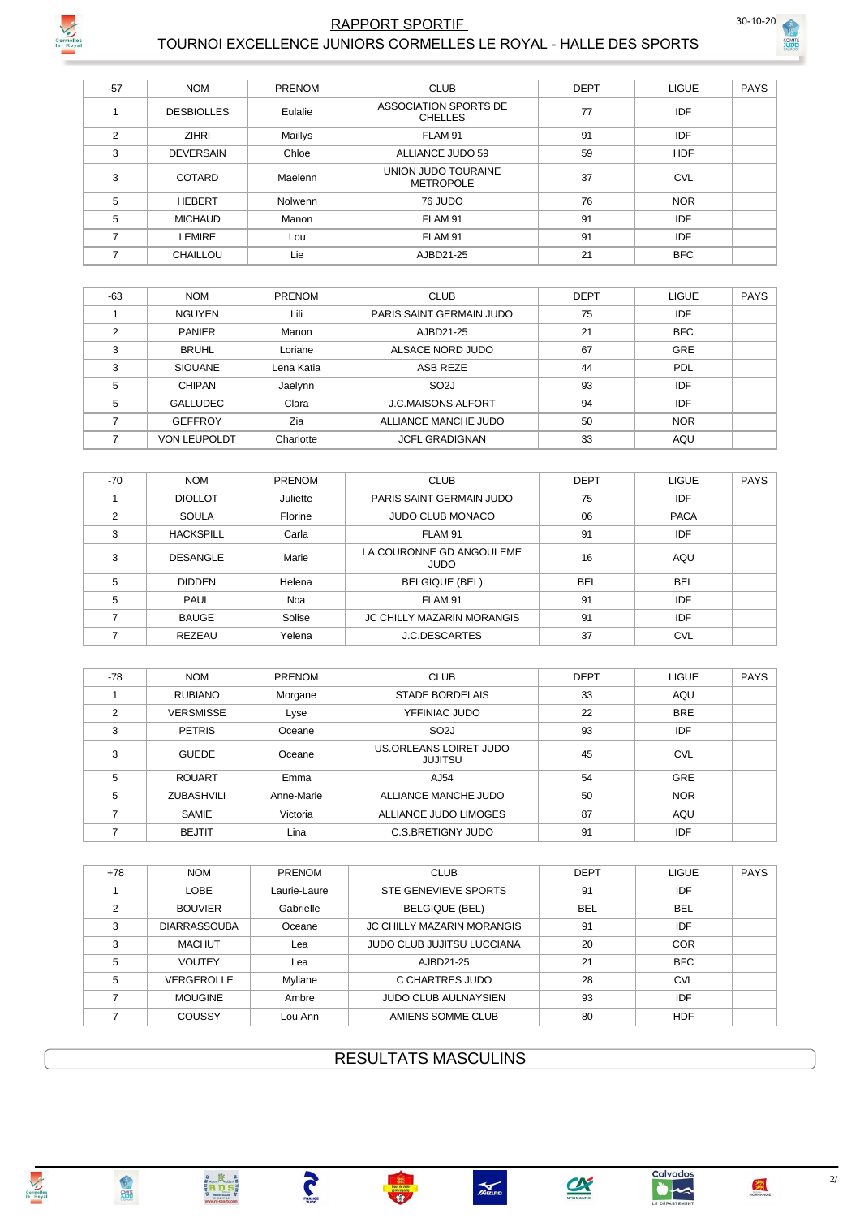# RAPPORT SPORTIF

## TOURNOI EXCELLENCE JUNIORS CORMELLES LE ROYAL - HALLE DES SPORTS

30-10-20

| -57 | NOM | PRENOM | CLUB | DEPT | LIGUE | PAYS |
|---|---|---|---|---|---|---|
| 1 | DESBIOLLES | Eulalie | ASSOCIATION SPORTS DE CHELLES | 77 | IDF | |
| 2 | ZIHRI | Maillys | FLAM 91 | 91 | IDF | |
| 3 | DEVERSAIN | Chloe | ALLIANCE JUDO 59 | 59 | HDF | |
| 3 | COTARD | Maelenn | UNION JUDO TOURAINE METROPOLE | 37 | CVL | |
| 5 | HEBERT | Nolwenn | 76 JUDO | 76 | NOR | |
| 5 | MICHAUD | Manon | FLAM 91 | 91 | IDF | |
| 7 | LEMIRE | Lou | FLAM 91 | 91 | IDF | |
| 7 | CHAILLOU | Lie | AJBD21-25 | 21 | BFC | |

| -63 | NOM | PRENOM | CLUB | DEPT | LIGUE | PAYS |
|---|---|---|---|---|---|---|
| 1 | NGUYEN | Lili | PARIS SAINT GERMAIN JUDO | 75 | IDF | |
| 2 | PANIER | Manon | AJBD21-25 | 21 | BFC | |
| 3 | BRUHL | Loriane | ALSACE NORD JUDO | 67 | GRE | |
| 3 | SIOUANE | Lena Katia | ASB REZE | 44 | PDL | |
| 5 | CHIPAN | Jaelynn | SO2J | 93 | IDF | |
| 5 | GALLUDEC | Clara | J.C.MAISONS ALFORT | 94 | IDF | |
| 7 | GEFFROY | Zia | ALLIANCE MANCHE JUDO | 50 | NOR | |
| 7 | VON LEUPOLDT | Charlotte | JCFL GRADIGNAN | 33 | AQU | |

| -70 | NOM | PRENOM | CLUB | DEPT | LIGUE | PAYS |
|---|---|---|---|---|---|---|
| 1 | DIOLLOT | Juliette | PARIS SAINT GERMAIN JUDO | 75 | IDF | |
| 2 | SOULA | Florine | JUDO CLUB MONACO | 06 | PACA | |
| 3 | HACKSPILL | Carla | FLAM 91 | 91 | IDF | |
| 3 | DESANGLE | Marie | LA COURONNE GD ANGOULEME JUDO | 16 | AQU | |
| 5 | DIDDEN | Helena | BELGIQUE (BEL) | BEL | BEL | |
| 5 | PAUL | Noa | FLAM 91 | 91 | IDF | |
| 7 | BAUGE | Solise | JC CHILLY MAZARIN MORANGIS | 91 | IDF | |
| 7 | REZEAU | Yelena | J.C.DESCARTES | 37 | CVL | |

| -78 | NOM | PRENOM | CLUB | DEPT | LIGUE | PAYS |
|---|---|---|---|---|---|---|
| 1 | RUBIANO | Morgane | STADE BORDELAIS | 33 | AQU | |
| 2 | VERSMISSE | Lyse | YFFINIAC JUDO | 22 | BRE | |
| 3 | PETRIS | Oceane | SO2J | 93 | IDF | |
| 3 | GUEDE | Oceane | US.ORLEANS LOIRET JUDO JUJITSU | 45 | CVL | |
| 5 | ROUART | Emma | AJ54 | 54 | GRE | |
| 5 | ZUBASHVILI | Anne-Marie | ALLIANCE MANCHE JUDO | 50 | NOR | |
| 7 | SAMIE | Victoria | ALLIANCE JUDO LIMOGES | 87 | AQU | |
| 7 | BEJTIT | Lina | C.S.BRETIGNY JUDO | 91 | IDF | |

| +78 | NOM | PRENOM | CLUB | DEPT | LIGUE | PAYS |
|---|---|---|---|---|---|---|
| 1 | LOBE | Laurie-Laure | STE GENEVIEVE SPORTS | 91 | IDF | |
| 2 | BOUVIER | Gabrielle | BELGIQUE (BEL) | BEL | BEL | |
| 3 | DIARRASSOUBA | Oceane | JC CHILLY MAZARIN MORANGIS | 91 | IDF | |
| 3 | MACHUT | Lea | JUDO CLUB JUJITSU LUCCIANA | 20 | COR | |
| 5 | VOUTEY | Lea | AJBD21-25 | 21 | BFC | |
| 5 | VERGEROLLE | Myliane | C CHARTRES JUDO | 28 | CVL | |
| 7 | MOUGINE | Ambre | JUDO CLUB AULNAYSIEN | 93 | IDF | |
| 7 | COUSSY | Lou Ann | AMIENS SOMME CLUB | 80 | HDF | |

## RESULTATS MASCULINS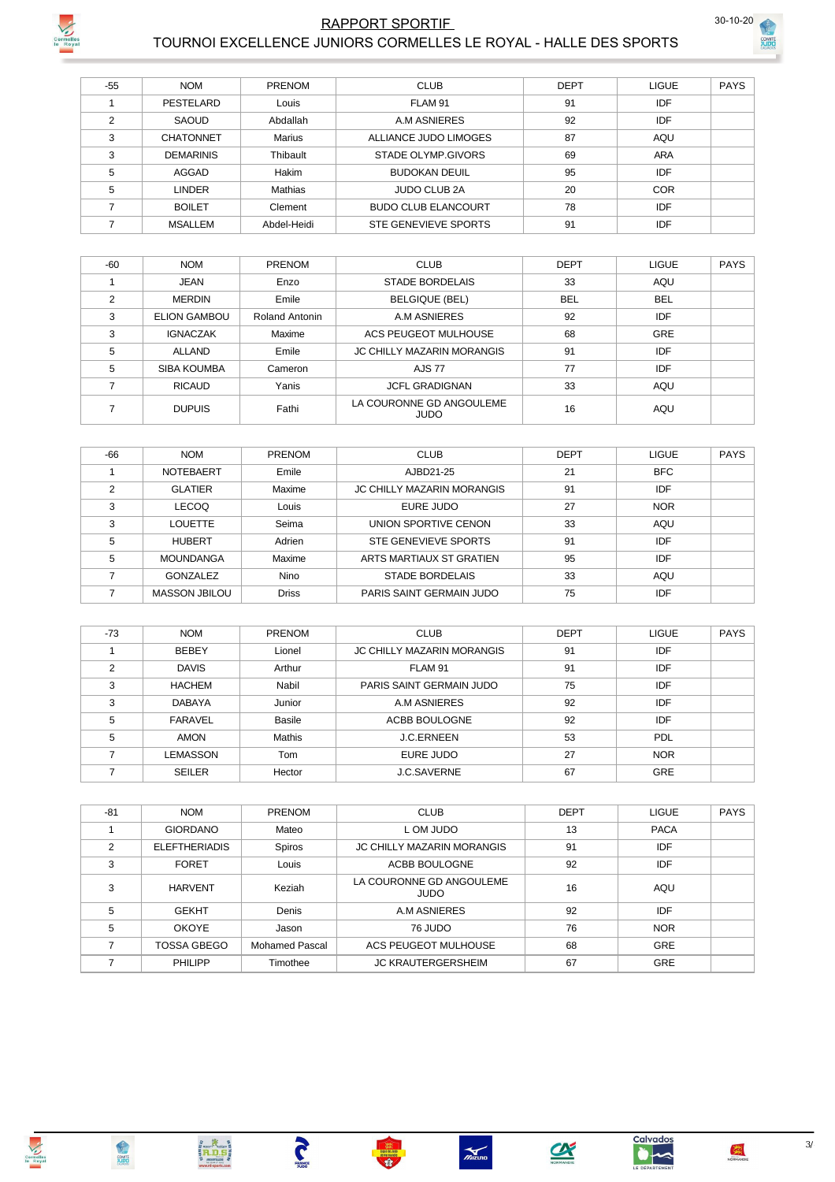# RAPPORT SPORTIF

## TOURNOI EXCELLENCE JUNIORS CORMELLES LE ROYAL - HALLE DES SPORTS

30-10-20

| -55 | NOM | PRENOM | CLUB | DEPT | LIGUE | PAYS |
|---|---|---|---|---|---|---|
| 1 | PESTELARD | Louis | FLAM 91 | 91 | IDF | |
| 2 | SAOUD | Abdallah | A.M ASNIERES | 92 | IDF | |
| 3 | CHATONNET | Marius | ALLIANCE JUDO LIMOGES | 87 | AQU | |
| 3 | DEMARINIS | Thibault | STADE OLYMP.GIVORS | 69 | ARA | |
| 5 | AGGAD | Hakim | BUDOKAN DEUIL | 95 | IDF | |
| 5 | LINDER | Mathias | JUDO CLUB 2A | 20 | COR | |
| 7 | BOILET | Clement | BUDO CLUB ELANCOURT | 78 | IDF | |
| 7 | MSALLEM | Abdel-Heidi | STE GENEVIEVE SPORTS | 91 | IDF | |

| -60 | NOM | PRENOM | CLUB | DEPT | LIGUE | PAYS |
|---|---|---|---|---|---|---|
| 1 | JEAN | Enzo | STADE BORDELAIS | 33 | AQU | |
| 2 | MERDIN | Emile | BELGIQUE (BEL) | BEL | BEL | |
| 3 | ELION GAMBOU | Roland Antonin | A.M ASNIERES | 92 | IDF | |
| 3 | IGNACZAK | Maxime | ACS PEUGEOT MULHOUSE | 68 | GRE | |
| 5 | ALLAND | Emile | JC CHILLY MAZARIN MORANGIS | 91 | IDF | |
| 5 | SIBA KOUMBA | Cameron | AJS 77 | 77 | IDF | |
| 7 | RICAUD | Yanis | JCFL GRADIGNAN | 33 | AQU | |
| 7 | DUPUIS | Fathi | LA COURONNE GD ANGOULEME JUDO | 16 | AQU | |

| -66 | NOM | PRENOM | CLUB | DEPT | LIGUE | PAYS |
|---|---|---|---|---|---|---|
| 1 | NOTEBAERT | Emile | AJBD21-25 | 21 | BFC | |
| 2 | GLATIER | Maxime | JC CHILLY MAZARIN MORANGIS | 91 | IDF | |
| 3 | LECOQ | Louis | EURE JUDO | 27 | NOR | |
| 3 | LOUETTE | Seima | UNION SPORTIVE CENON | 33 | AQU | |
| 5 | HUBERT | Adrien | STE GENEVIEVE SPORTS | 91 | IDF | |
| 5 | MOUNDANGA | Maxime | ARTS MARTIAUX ST GRATIEN | 95 | IDF | |
| 7 | GONZALEZ | Nino | STADE BORDELAIS | 33 | AQU | |
| 7 | MASSON JBILOU | Driss | PARIS SAINT GERMAIN JUDO | 75 | IDF | |

| -73 | NOM | PRENOM | CLUB | DEPT | LIGUE | PAYS |
|---|---|---|---|---|---|---|
| 1 | BEBEY | Lionel | JC CHILLY MAZARIN MORANGIS | 91 | IDF | |
| 2 | DAVIS | Arthur | FLAM 91 | 91 | IDF | |
| 3 | HACHEM | Nabil | PARIS SAINT GERMAIN JUDO | 75 | IDF | |
| 3 | DABAYA | Junior | A.M ASNIERES | 92 | IDF | |
| 5 | FARAVEL | Basile | ACBB BOULOGNE | 92 | IDF | |
| 5 | AMON | Mathis | J.C.ERNEEN | 53 | PDL | |
| 7 | LEMASSON | Tom | EURE JUDO | 27 | NOR | |
| 7 | SEILER | Hector | J.C.SAVERNE | 67 | GRE | |

| -81 | NOM | PRENOM | CLUB | DEPT | LIGUE | PAYS |
|---|---|---|---|---|---|---|
| 1 | GIORDANO | Mateo | L OM JUDO | 13 | PACA | |
| 2 | ELEFTHERIADIS | Spiros | JC CHILLY MAZARIN MORANGIS | 91 | IDF | |
| 3 | FORET | Louis | ACBB BOULOGNE | 92 | IDF | |
| 3 | HARVENT | Keziah | LA COURONNE GD ANGOULEME JUDO | 16 | AQU | |
| 5 | GEKHT | Denis | A.M ASNIERES | 92 | IDF | |
| 5 | OKOYE | Jason | 76 JUDO | 76 | NOR | |
| 7 | TOSSA GBEGO | Mohamed Pascal | ACS PEUGEOT MULHOUSE | 68 | GRE | |
| 7 | PHILIPP | Timothee | JC KRAUTERGERSHEIM | 67 | GRE | |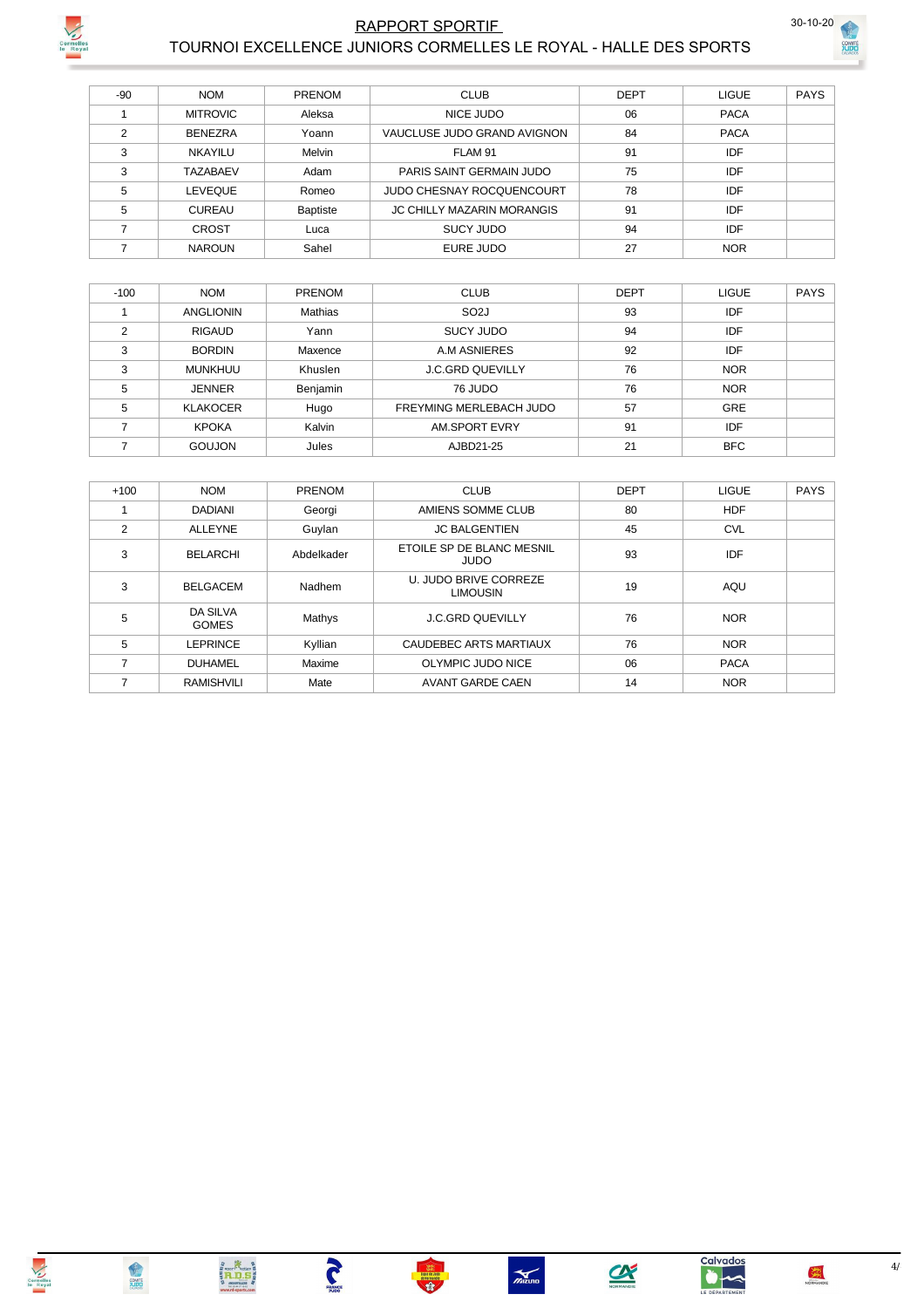| -90 | NOM | PRENOM | CLUB | DEPT | LIGUE | PAYS |
|---|---|---|---|---|---|---|
| 1 | MITROVIC | Aleksa | NICE JUDO | 06 | PACA | |
| 2 | BENEZRA | Yoann | VAUCLUSE JUDO GRAND AVIGNON | 84 | PACA | |
| 3 | NKAYILU | Melvin | FLAM 91 | 91 | IDF | |
| 3 | TAZABAEV | Adam | PARIS SAINT GERMAIN JUDO | 75 | IDF | |
| 5 | LEVEQUE | Romeo | JUDO CHESNAY ROCQUENCOURT | 78 | IDF | |
| 5 | CUREAU | Baptiste | JC CHILLY MAZARIN MORANGIS | 91 | IDF | |
| 7 | CROST | Luca | SUCY JUDO | 94 | IDF | |
| 7 | NAROUN | Sahel | EURE JUDO | 27 | NOR | |

| -100 | NOM | PRENOM | CLUB | DEPT | LIGUE | PAYS |
|---|---|---|---|---|---|---|
| 1 | ANGLIONIN | Mathias | SO2J | 93 | IDF | |
| 2 | RIGAUD | Yann | SUCY JUDO | 94 | IDF | |
| 3 | BORDIN | Maxence | A.M ASNIERES | 92 | IDF | |
| 3 | MUNKHUU | Khuslen | J.C.GRD QUEVILLY | 76 | NOR | |
| 5 | JENNER | Benjamin | 76 JUDO | 76 | NOR | |
| 5 | KLAKOCER | Hugo | FREYMING MERLEBACH JUDO | 57 | GRE | |
| 7 | KPOKA | Kalvin | AM.SPORT EVRY | 91 | IDF | |
| 7 | GOUJON | Jules | AJBD21-25 | 21 | BFC | |

| +100 | NOM | PRENOM | CLUB | DEPT | LIGUE | PAYS |
|---|---|---|---|---|---|---|
| 1 | DADIANI | Georgi | AMIENS SOMME CLUB | 80 | HDF | |
| 2 | ALLEYNE | Guylan | JC BALGENTIEN | 45 | CVL | |
| 3 | BELARCHI | Abdelkader | ETOILE SP DE BLANC MESNIL JUDO | 93 | IDF | |
| 3 | BELGACEM | Nadhem | U. JUDO BRIVE CORREZE LIMOUSIN | 19 | AQU | |
| 5 | DA SILVA GOMES | Mathys | J.C.GRD QUEVILLY | 76 | NOR | |
| 5 | LEPRINCE | Kyllian | CAUDEBEC ARTS MARTIAUX | 76 | NOR | |
| 7 | DUHAMEL | Maxime | OLYMPIC JUDO NICE | 06 | PACA | |
| 7 | RAMISHVILI | Mate | AVANT GARDE CAEN | 14 | NOR | |